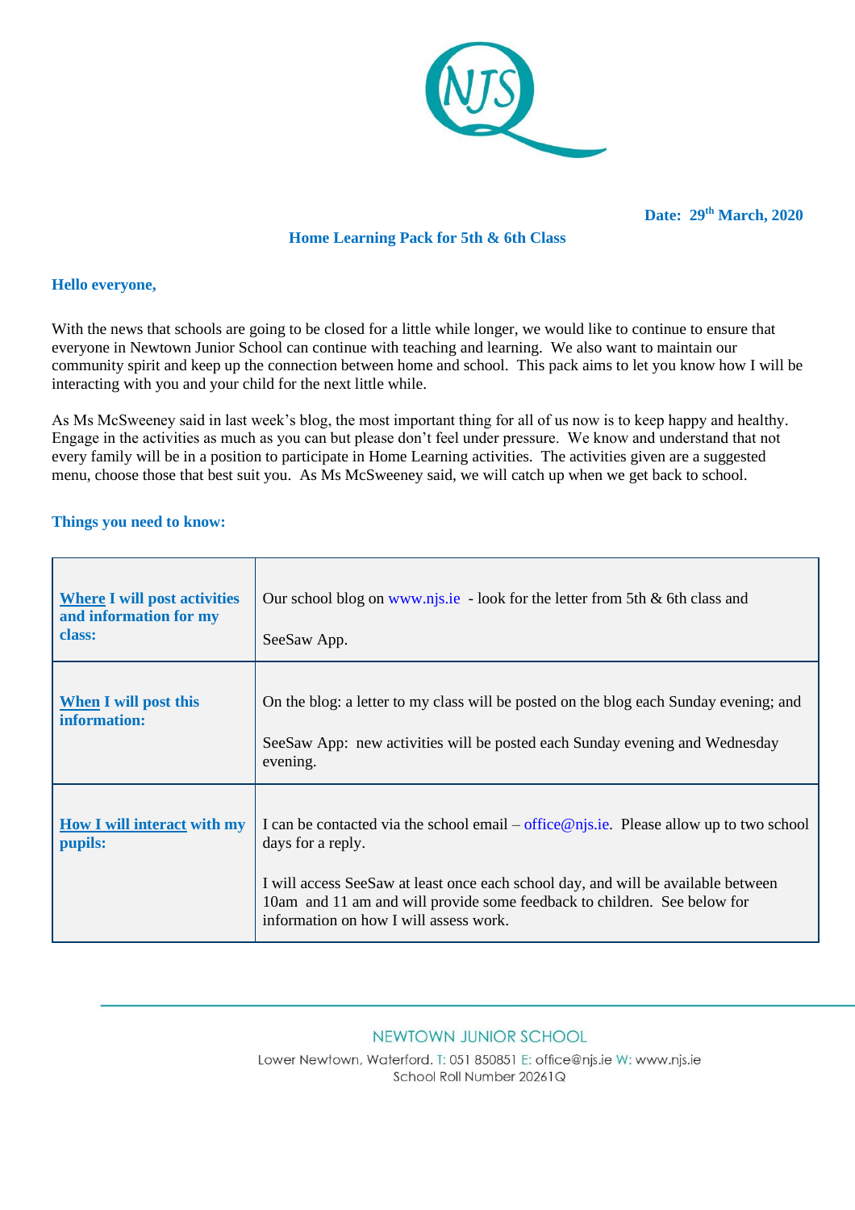Date: 29th March, 2020

## Home Learning Pack for 5th & 6th Class

**Hello everyone,**

With the news that schools are going to be closed for a little while longer, we would like to continue to ensure that everyone in Newtown Junior School can continue with teaching and learning. We also want to maintain our community spirit and keep up the connection between home and school. This pack aims to let you know how I will be interacting with you and your child for the next little while.

As Ms McSweeney said in last week's blog, the most important thing for all of us now is to keep happy and healthy. Engage in the activities as much as you can but please don't feel under pressure. We know and understand that not every family will be in a position to participate in Home Learning activities. The activities given are a suggested menu, choose those that best suit you. As Ms McSweeney said, we will catch up when we get back to school.

**Things you need to know:**

| | |
|---|---|
| **Where I will post activities and information for my class:** | Our school blog on www.njs.ie - look for the letter from 5th & 6th class and<br><br>SeeSaw App. |
| **When I will post this information:** | On the blog: a letter to my class will be posted on the blog each Sunday evening; and<br><br>SeeSaw App: new activities will be posted each Sunday evening and Wednesday evening. |
| **How I will interact with my pupils:** | I can be contacted via the school email – office@njs.ie. Please allow up to two school days for a reply.<br><br>I will access SeeSaw at least once each school day, and will be available between 10am and 11 am and will provide some feedback to children. See below for information on how I will assess work. |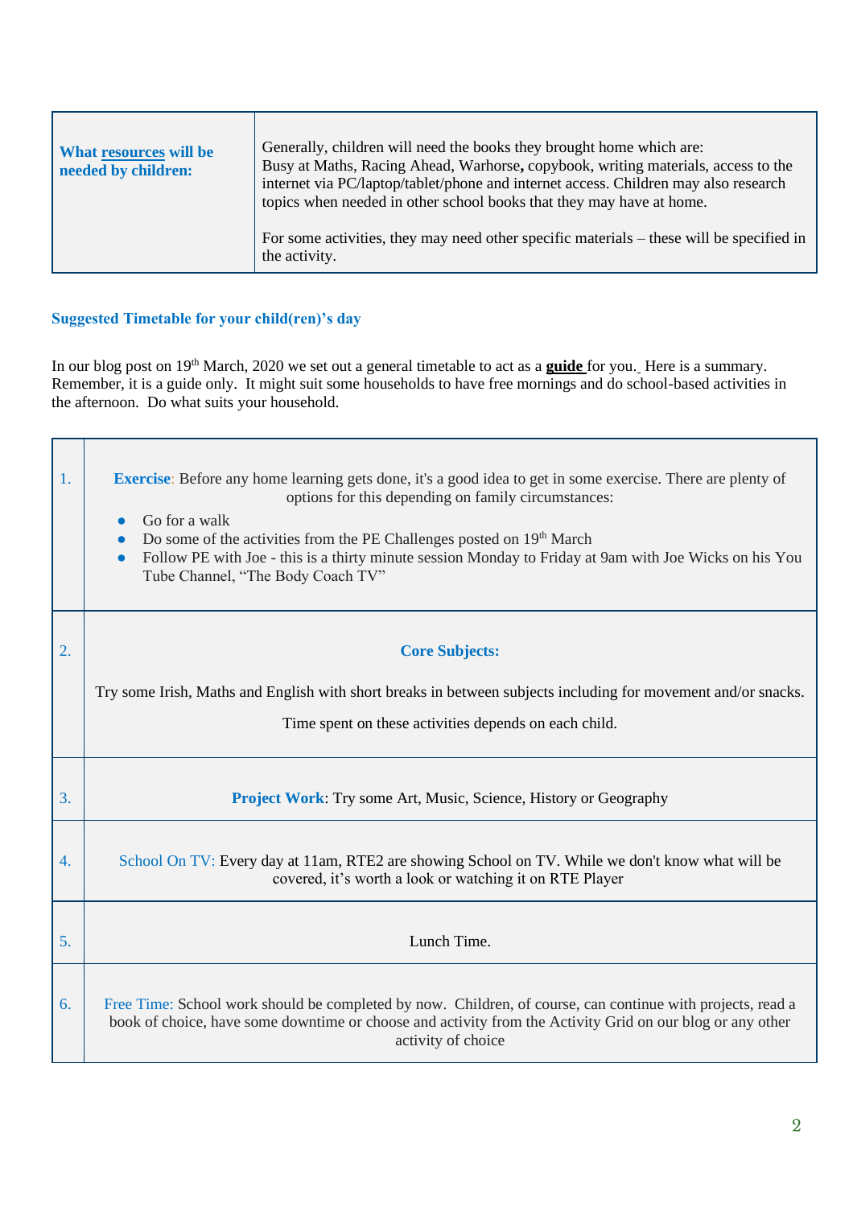| **What resources will be needed by children:** | Generally, children will need the books they brought home which are: Busy at Maths, Racing Ahead, Warhorse**,** copybook, writing materials, access to the internet via PC/laptop/tablet/phone and internet access. Children may also research topics when needed in other school books that they may have at home.<br><br>For some activities, they may need other specific materials – these will be specified in the activity. |
|---|---|

### Suggested Timetable for your child(ren)'s day

In our blog post on 19th March, 2020 we set out a general timetable to act as a **guide** for you. Here is a summary. Remember, it is a guide only. It might suit some households to have free mornings and do school-based activities in the afternoon. Do what suits your household.

| | |
|---|---|
| 1. | **Exercise**: Before any home learning gets done, it's a good idea to get in some exercise. There are plenty of options for this depending on family circumstances:<br>• Go for a walk<br>• Do some of the activities from the PE Challenges posted on 19th March<br>• Follow PE with Joe - this is a thirty minute session Monday to Friday at 9am with Joe Wicks on his You Tube Channel, "The Body Coach TV" |
| 2. | **Core Subjects:**<br><br>Try some Irish, Maths and English with short breaks in between subjects including for movement and/or snacks.<br><br>Time spent on these activities depends on each child. |
| 3. | **Project Work**: Try some Art, Music, Science, History or Geography |
| 4. | School On TV: Every day at 11am, RTE2 are showing School on TV. While we don't know what will be covered, it's worth a look or watching it on RTE Player |
| 5. | Lunch Time. |
| 6. | Free Time: School work should be completed by now. Children, of course, can continue with projects, read a book of choice, have some downtime or choose and activity from the Activity Grid on our blog or any other activity of choice |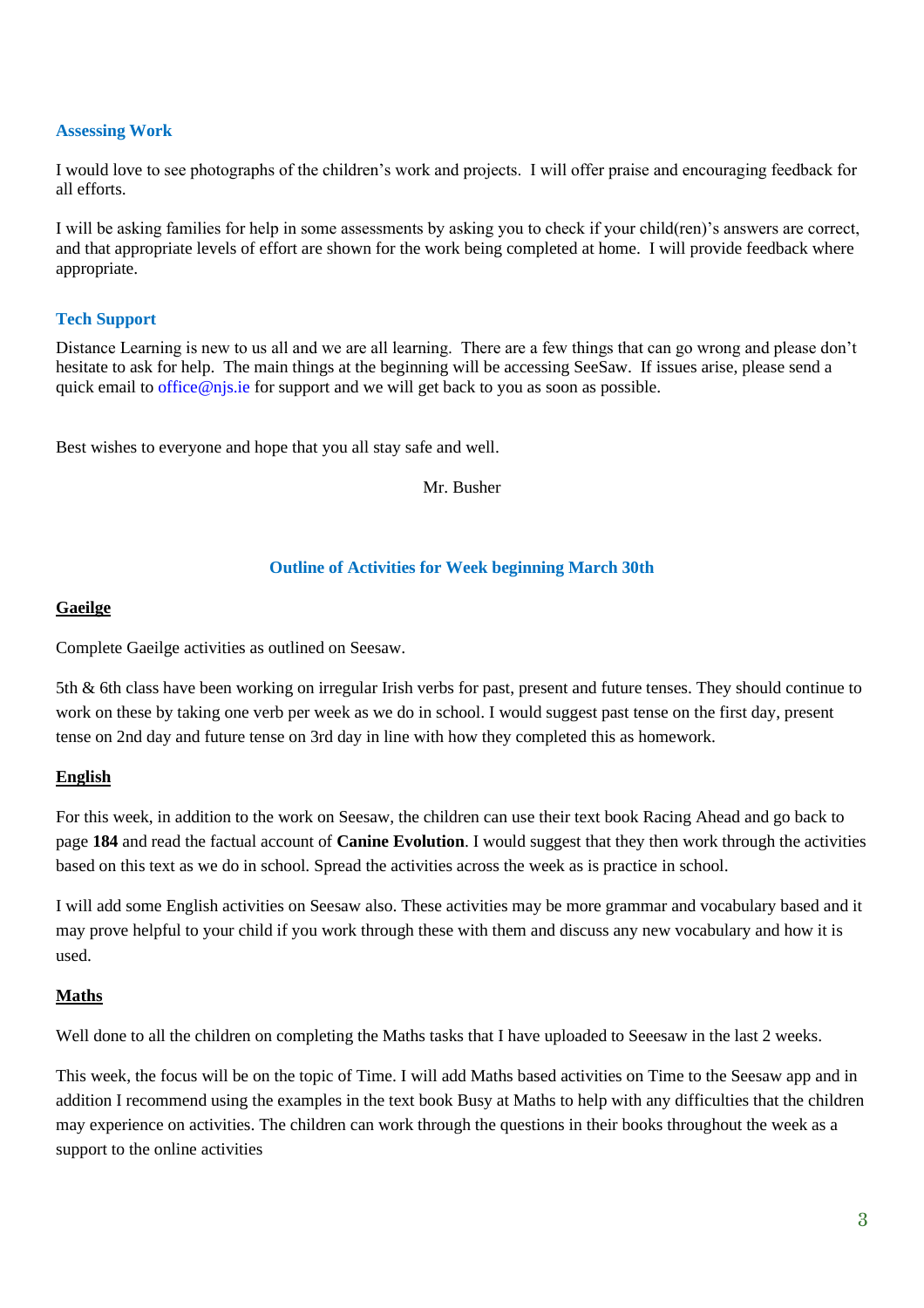### Assessing Work

I would love to see photographs of the children's work and projects. I will offer praise and encouraging feedback for all efforts.

I will be asking families for help in some assessments by asking you to check if your child(ren)'s answers are correct, and that appropriate levels of effort are shown for the work being completed at home. I will provide feedback where appropriate.

### Tech Support

Distance Learning is new to us all and we are all learning. There are a few things that can go wrong and please don't hesitate to ask for help. The main things at the beginning will be accessing SeeSaw. If issues arise, please send a quick email to office@njs.ie for support and we will get back to you as soon as possible.

Best wishes to everyone and hope that you all stay safe and well.

Mr. Busher

## Outline of Activities for Week beginning March 30th

### Gaeilge

Complete Gaeilge activities as outlined on Seesaw.

5th & 6th class have been working on irregular Irish verbs for past, present and future tenses. They should continue to work on these by taking one verb per week as we do in school. I would suggest past tense on the first day, present tense on 2nd day and future tense on 3rd day in line with how they completed this as homework.

### English

For this week, in addition to the work on Seesaw, the children can use their text book Racing Ahead and go back to page **184** and read the factual account of **Canine Evolution**. I would suggest that they then work through the activities based on this text as we do in school. Spread the activities across the week as is practice in school.

I will add some English activities on Seesaw also. These activities may be more grammar and vocabulary based and it may prove helpful to your child if you work through these with them and discuss any new vocabulary and how it is used.

### Maths

Well done to all the children on completing the Maths tasks that I have uploaded to Seeesaw in the last 2 weeks.

This week, the focus will be on the topic of Time. I will add Maths based activities on Time to the Seesaw app and in addition I recommend using the examples in the text book Busy at Maths to help with any difficulties that the children may experience on activities. The children can work through the questions in their books throughout the week as a support to the online activities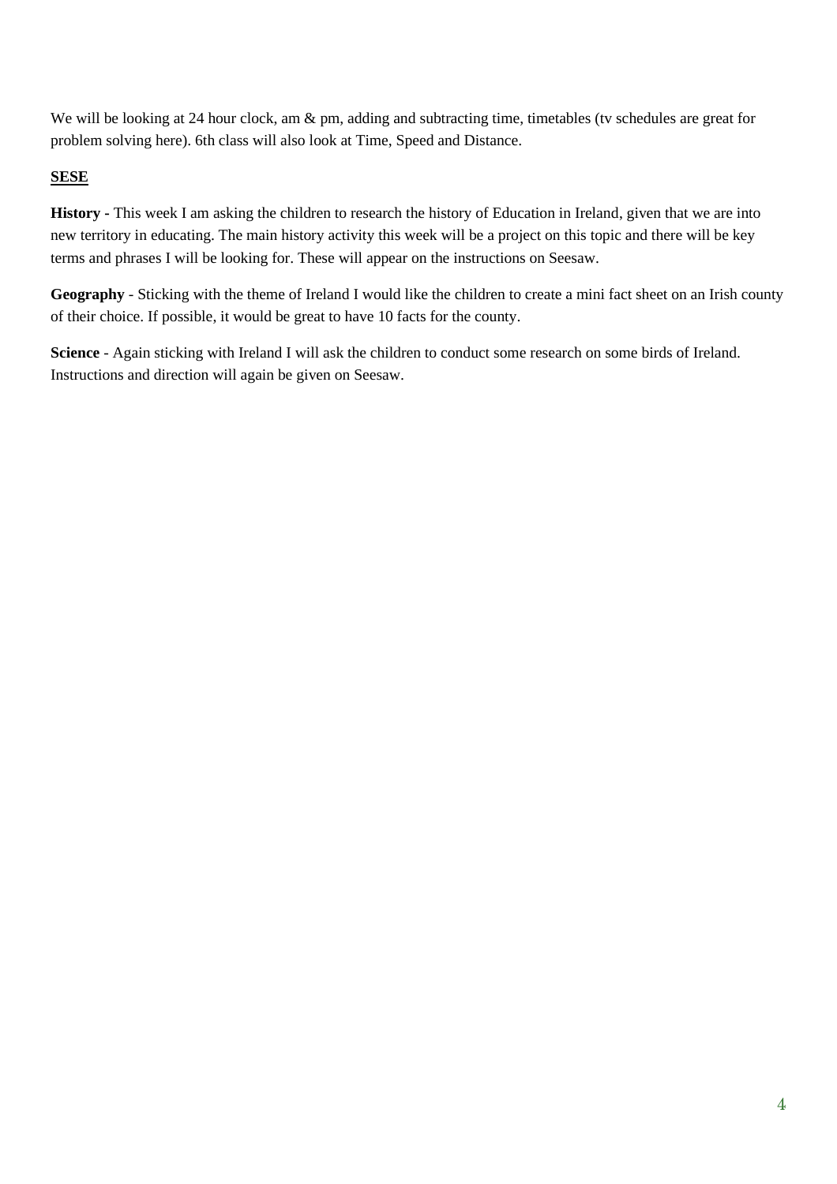We will be looking at 24 hour clock, am & pm, adding and subtracting time, timetables (tv schedules are great for problem solving here). 6th class will also look at Time, Speed and Distance.

## SESE

**History -** This week I am asking the children to research the history of Education in Ireland, given that we are into new territory in educating. The main history activity this week will be a project on this topic and there will be key terms and phrases I will be looking for. These will appear on the instructions on Seesaw.

**Geography** - Sticking with the theme of Ireland I would like the children to create a mini fact sheet on an Irish county of their choice. If possible, it would be great to have 10 facts for the county.

**Science** - Again sticking with Ireland I will ask the children to conduct some research on some birds of Ireland. Instructions and direction will again be given on Seesaw.